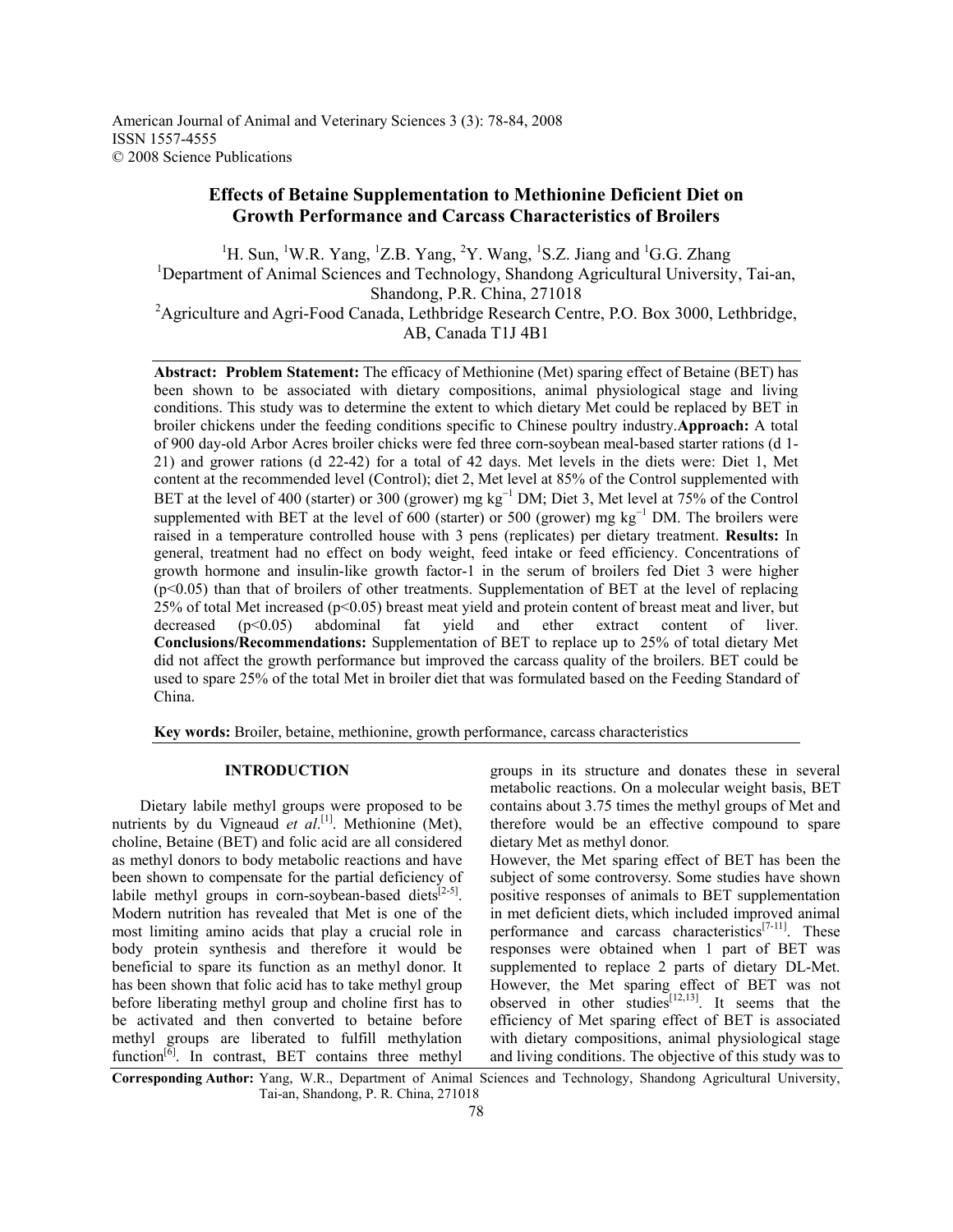American Journal of Animal and Veterinary Sciences 3 (3): 78-84, 2008
ISSN 1557-4555
© 2008 Science Publications

# Effects of Betaine Supplementation to Methionine Deficient Diet on Growth Performance and Carcass Characteristics of Broilers

[1]H. Sun, [1]W.R. Yang, [1]Z.B. Yang, [2]Y. Wang, [1]S.Z. Jiang and [1]G.G. Zhang

[1]Department of Animal Sciences and Technology, Shandong Agricultural University, Tai-an, Shandong, P.R. China, 271018

[2]Agriculture and Agri-Food Canada, Lethbridge Research Centre, P.O. Box 3000, Lethbridge, AB, Canada T1J 4B1

**Abstract: Problem Statement:** The efficacy of Methionine (Met) sparing effect of Betaine (BET) has been shown to be associated with dietary compositions, animal physiological stage and living conditions. This study was to determine the extent to which dietary Met could be replaced by BET in broiler chickens under the feeding conditions specific to Chinese poultry industry. **Approach:** A total of 900 day-old Arbor Acres broiler chicks were fed three corn-soybean meal-based starter rations (d 1-21) and grower rations (d 22-42) for a total of 42 days. Met levels in the diets were: Diet 1, Met content at the recommended level (Control); diet 2, Met level at 85% of the Control supplemented with BET at the level of 400 (starter) or 300 (grower) mg kg$^{-1}$ DM; Diet 3, Met level at 75% of the Control supplemented with BET at the level of 600 (starter) or 500 (grower) mg kg$^{-1}$ DM. The broilers were raised in a temperature controlled house with 3 pens (replicates) per dietary treatment. **Results:** In general, treatment had no effect on body weight, feed intake or feed efficiency. Concentrations of growth hormone and insulin-like growth factor-1 in the serum of broilers fed Diet 3 were higher ($p<0.05$) than that of broilers of other treatments. Supplementation of BET at the level of replacing 25% of total Met increased ($p<0.05$) breast meat yield and protein content of breast meat and liver, but decreased ($p<0.05$) abdominal fat yield and ether extract content of liver. **Conclusions/Recommendations:** Supplementation of BET to replace up to 25% of total dietary Met did not affect the growth performance but improved the carcass quality of the broilers. BET could be used to spare 25% of the total Met in broiler diet that was formulated based on the Feeding Standard of China.

**Key words:** Broiler, betaine, methionine, growth performance, carcass characteristics

## INTRODUCTION

Dietary labile methyl groups were proposed to be nutrients by du Vigneaud *et al*.[1]. Methionine (Met), choline, Betaine (BET) and folic acid are all considered as methyl donors to body metabolic reactions and have been shown to compensate for the partial deficiency of labile methyl groups in corn-soybean-based diets[2-5]. Modern nutrition has revealed that Met is one of the most limiting amino acids that play a crucial role in body protein synthesis and therefore it would be beneficial to spare its function as an methyl donor. It has been shown that folic acid has to take methyl group before liberating methyl group and choline first has to be activated and then converted to betaine before methyl groups are liberated to fulfill methylation function[6]. In contrast, BET contains three methyl groups in its structure and donates these in several metabolic reactions. On a molecular weight basis, BET contains about 3.75 times the methyl groups of Met and therefore would be an effective compound to spare dietary Met as methyl donor.

However, the Met sparing effect of BET has been the subject of some controversy. Some studies have shown positive responses of animals to BET supplementation in met deficient diets, which included improved animal performance and carcass characteristics[7-11]. These responses were obtained when 1 part of BET was supplemented to replace 2 parts of dietary DL-Met. However, the Met sparing effect of BET was not observed in other studies[12,13]. It seems that the efficiency of Met sparing effect of BET is associated with dietary compositions, animal physiological stage and living conditions. The objective of this study was to

**Corresponding Author:** Yang, W.R., Department of Animal Sciences and Technology, Shandong Agricultural University, Tai-an, Shandong, P. R. China, 271018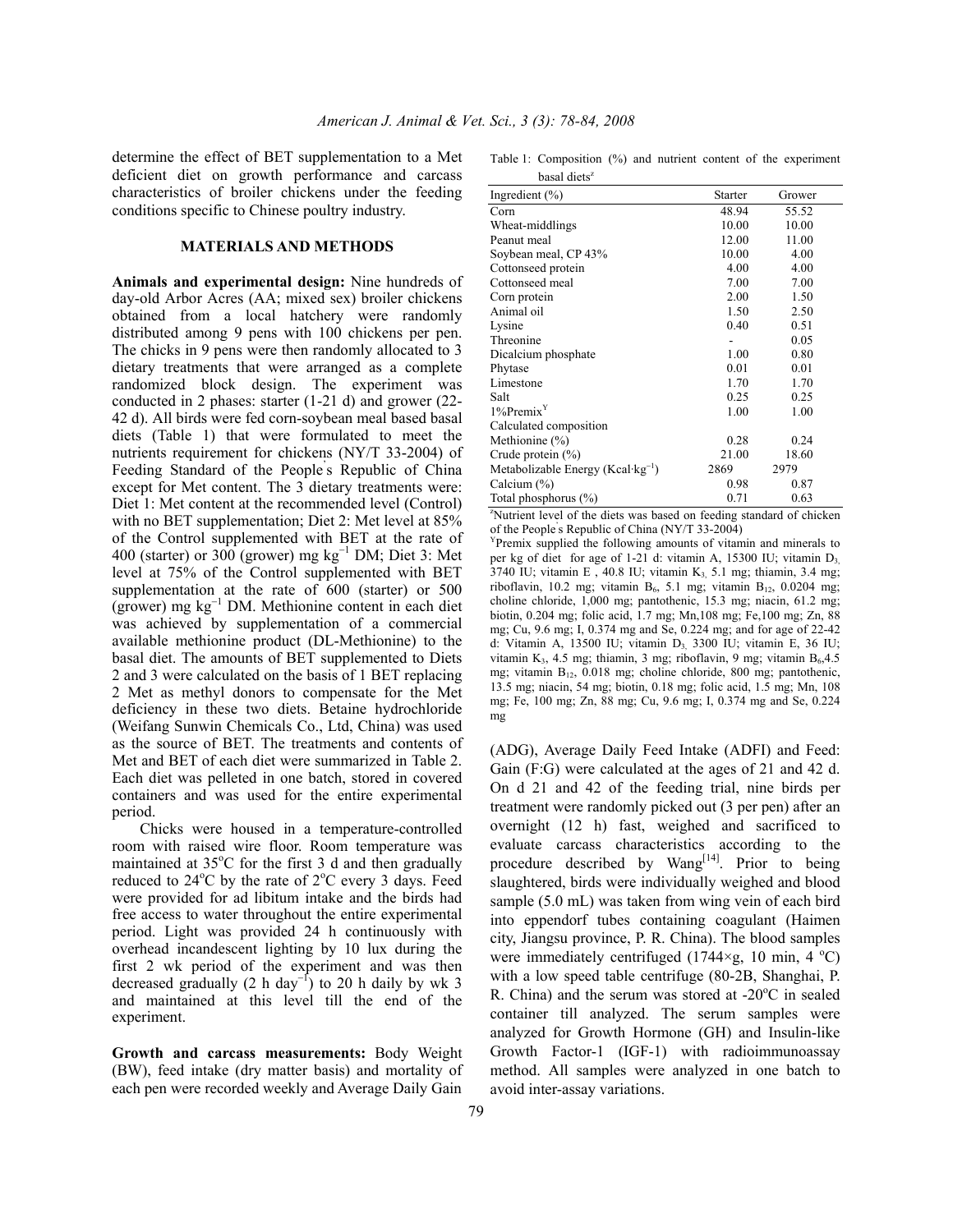determine the effect of BET supplementation to a Met deficient diet on growth performance and carcass characteristics of broiler chickens under the feeding conditions specific to Chinese poultry industry.

## MATERIALS AND METHODS

**Animals and experimental design:** Nine hundreds of day-old Arbor Acres (AA; mixed sex) broiler chickens obtained from a local hatchery were randomly distributed among 9 pens with 100 chickens per pen. The chicks in 9 pens were then randomly allocated to 3 dietary treatments that were arranged as a complete randomized block design. The experiment was conducted in 2 phases: starter (1-21 d) and grower (22-42 d). All birds were fed corn-soybean meal based basal diets (Table 1) that were formulated to meet the nutrients requirement for chickens (NY/T 33-2004) of Feeding Standard of the People's Republic of China except for Met content. The 3 dietary treatments were: Diet 1: Met content at the recommended level (Control) with no BET supplementation; Diet 2: Met level at 85% of the Control supplemented with BET at the rate of 400 (starter) or 300 (grower) mg $kg^{-1}$ DM; Diet 3: Met level at 75% of the Control supplemented with BET supplementation at the rate of 600 (starter) or 500 (grower) mg $kg^{-1}$ DM. Methionine content in each diet was achieved by supplementation of a commercial available methionine product (DL-Methionine) to the basal diet. The amounts of BET supplemented to Diets 2 and 3 were calculated on the basis of 1 BET replacing 2 Met as methyl donors to compensate for the Met deficiency in these two diets. Betaine hydrochloride (Weifang Sunwin Chemicals Co., Ltd, China) was used as the source of BET. The treatments and contents of Met and BET of each diet were summarized in Table 2. Each diet was pelleted in one batch, stored in covered containers and was used for the entire experimental period.

Chicks were housed in a temperature-controlled room with raised wire floor. Room temperature was maintained at 35°C for the first 3 d and then gradually reduced to 24°C by the rate of 2°C every 3 days. Feed were provided for ad libitum intake and the birds had free access to water throughout the entire experimental period. Light was provided 24 h continuously with overhead incandescent lighting by 10 lux during the first 2 wk period of the experiment and was then decreased gradually (2 h $day^{-1}$) to 20 h daily by wk 3 and maintained at this level till the end of the experiment.

**Growth and carcass measurements:** Body Weight (BW), feed intake (dry matter basis) and mortality of each pen were recorded weekly and Average Daily Gain (ADG), Average Daily Feed Intake (ADFI) and Feed: Gain (F:G) were calculated at the ages of 21 and 42 d. On d 21 and 42 of the feeding trial, nine birds per treatment were randomly picked out (3 per pen) after an overnight (12 h) fast, weighed and sacrificed to evaluate carcass characteristics according to the procedure described by Wang[14]. Prior to being slaughtered, birds were individually weighed and blood sample (5.0 mL) was taken from wing vein of each bird into eppendorf tubes containing coagulant (Haimen city, Jiangsu province, P. R. China). The blood samples were immediately centrifuged (1744×g, 10 min, 4 °C) with a low speed table centrifuge (80-2B, Shanghai, P. R. China) and the serum was stored at -20°C in sealed container till analyzed. The serum samples were analyzed for Growth Hormone (GH) and Insulin-like Growth Factor-1 (IGF-1) with radioimmunoassay method. All samples were analyzed in one batch to avoid inter-assay variations.

Table 1: Composition (%) and nutrient content of the experiment basal diets[z]

| Ingredient (%) | Starter | Grower |
|---|---|---|
| Corn | 48.94 | 55.52 |
| Wheat-middlings | 10.00 | 10.00 |
| Peanut meal | 12.00 | 11.00 |
| Soybean meal, CP 43% | 10.00 | 4.00 |
| Cottonseed protein | 4.00 | 4.00 |
| Cottonseed meal | 7.00 | 7.00 |
| Corn protein | 2.00 | 1.50 |
| Animal oil | 1.50 | 2.50 |
| Lysine | 0.40 | 0.51 |
| Threonine | - | 0.05 |
| Dicalcium phosphate | 1.00 | 0.80 |
| Phytase | 0.01 | 0.01 |
| Limestone | 1.70 | 1.70 |
| Salt | 0.25 | 0.25 |
| 1%Premix[Y] | 1.00 | 1.00 |
| Calculated composition | | |
| Methionine (%) | 0.28 | 0.24 |
| Crude protein (%) | 21.00 | 18.60 |
| Metabolizable Energy (Kcal·$kg^{-1}$) | 2869 | 2979 |
| Calcium (%) | 0.98 | 0.87 |
| Total phosphorus (%) | 0.71 | 0.63 |

[z]Nutrient level of the diets was based on feeding standard of chicken of the People's Republic of China (NY/T 33-2004)

[Y]Premix supplied the following amounts of vitamin and minerals to per kg of diet for age of 1-21 d: vitamin A, 15300 IU; vitamin $D_3$, 3740 IU; vitamin E , 40.8 IU; vitamin $K_3$, 5.1 mg; thiamin, 3.4 mg; riboflavin, 10.2 mg; vitamin $B_6$, 5.1 mg; vitamin $B_{12}$, 0.0204 mg; choline chloride, 1,000 mg; pantothenic, 15.3 mg; niacin, 61.2 mg; biotin, 0.204 mg; folic acid, 1.7 mg; Mn,108 mg; Fe,100 mg; Zn, 88 mg; Cu, 9.6 mg; I, 0.374 mg and Se, 0.224 mg; and for age of 22-42 d: Vitamin A, 13500 IU; vitamin $D_3$, 3300 IU; vitamin E, 36 IU; vitamin $K_3$, 4.5 mg; thiamin, 3 mg; riboflavin, 9 mg; vitamin $B_6$,4.5 mg; vitamin $B_{12}$, 0.018 mg; choline chloride, 800 mg; pantothenic, 13.5 mg; niacin, 54 mg; biotin, 0.18 mg; folic acid, 1.5 mg; Mn, 108 mg; Fe, 100 mg; Zn, 88 mg; Cu, 9.6 mg; I, 0.374 mg and Se, 0.224 mg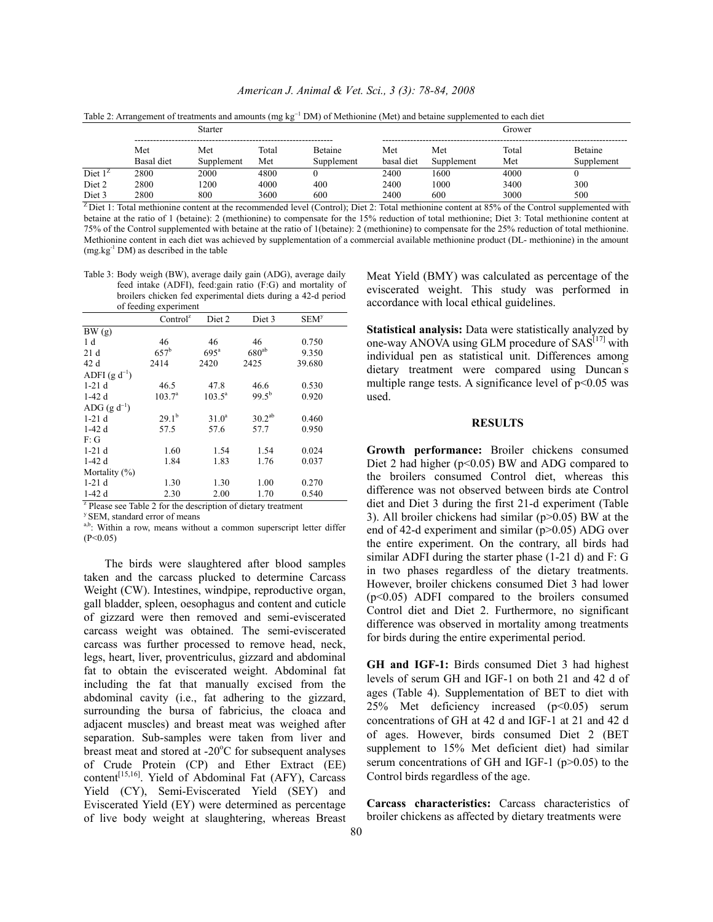Table 2: Arrangement of treatments and amounts (mg kg$^{-1}$ DM) of Methionine (Met) and betaine supplemented to each diet

| | Starter | | | | Grower | | | |
|---|---|---|---|---|---|---|---|---|
| | Met Basal diet | Met Supplement | Total Met | Betaine Supplement | Met basal diet | Met Supplement | Total Met | Betaine Supplement |
| Diet 1[Z] | 2800 | 2000 | 4800 | 0 | 2400 | 1600 | 4000 | 0 |
| Diet 2 | 2800 | 1200 | 4000 | 400 | 2400 | 1000 | 3400 | 300 |
| Diet 3 | 2800 | 800 | 3600 | 600 | 2400 | 600 | 3000 | 500 |

[Z] Diet 1: Total methionine content at the recommended level (Control); Diet 2: Total methionine content at 85% of the Control supplemented with betaine at the ratio of 1 (betaine): 2 (methionine) to compensate for the 15% reduction of total methionine; Diet 3: Total methionine content at 75% of the Control supplemented with betaine at the ratio of 1(betaine): 2 (methionine) to compensate for the 25% reduction of total methionine. Methionine content in each diet was achieved by supplementation of a commercial available methionine product (DL- methionine) in the amount (mg.kg$^{-1}$ DM) as described in the table

Table 3: Body weigh (BW), average daily gain (ADG), average daily feed intake (ADFI), feed:gain ratio (F:G) and mortality of broilers chicken fed experimental diets during a 42-d period of feeding experiment

| | Control[z] | Diet 2 | Diet 3 | SEM[y] |
|---|---|---|---|---|
| BW (g) | | | | |
| 1 d | 46 | 46 | 46 | 0.750 |
| 21 d | 657[b] | 695[a] | 680[ab] | 9.350 |
| 42 d | 2414 | 2420 | 2425 | 39.680 |
| ADFI (g d$^{-1}$) | | | | |
| 1-21 d | 46.5 | 47.8 | 46.6 | 0.530 |
| 1-42 d | 103.7[a] | 103.5[a] | 99.5[b] | 0.920 |
| ADG (g d$^{-1}$) | | | | |
| 1-21 d | 29.1[b] | 31.0[a] | 30.2[ab] | 0.460 |
| 1-42 d | 57.5 | 57.6 | 57.7 | 0.950 |
| F: G | | | | |
| 1-21 d | 1.60 | 1.54 | 1.54 | 0.024 |
| 1-42 d | 1.84 | 1.83 | 1.76 | 0.037 |
| Mortality (%) | | | | |
| 1-21 d | 1.30 | 1.30 | 1.00 | 0.270 |
| 1-42 d | 2.30 | 2.00 | 1.70 | 0.540 |

[z] Please see Table 2 for the description of dietary treatment
[y] SEM, standard error of means
[a,b]: Within a row, means without a common superscript letter differ (P<0.05)

The birds were slaughtered after blood samples taken and the carcass plucked to determine Carcass Weight (CW). Intestines, windpipe, reproductive organ, gall bladder, spleen, oesophagus and content and cuticle of gizzard were then removed and semi-eviscerated carcass weight was obtained. The semi-eviscerated carcass was further processed to remove head, neck, legs, heart, liver, proventriculus, gizzard and abdominal fat to obtain the eviscerated weight. Abdominal fat including the fat that manually excised from the abdominal cavity (i.e., fat adhering to the gizzard, surrounding the bursa of fabricius, the cloaca and adjacent muscles) and breast meat was weighed after separation. Sub-samples were taken from liver and breast meat and stored at -20°C for subsequent analyses of Crude Protein (CP) and Ether Extract (EE) content[15,16]. Yield of Abdominal Fat (AFY), Carcass Yield (CY), Semi-Eviscerated Yield (SEY) and Eviscerated Yield (EY) were determined as percentage of live body weight at slaughtering, whereas Breast Meat Yield (BMY) was calculated as percentage of the eviscerated weight. This study was performed in accordance with local ethical guidelines.

**Statistical analysis:** Data were statistically analyzed by one-way ANOVA using GLM procedure of SAS[17] with individual pen as statistical unit. Differences among dietary treatment were compared using Duncan's multiple range tests. A significance level of p<0.05 was used.

## RESULTS

**Growth performance:** Broiler chickens consumed Diet 2 had higher (p<0.05) BW and ADG compared to the broilers consumed Control diet, whereas this difference was not observed between birds ate Control diet and Diet 3 during the first 21-d experiment (Table 3). All broiler chickens had similar (p>0.05) BW at the end of 42-d experiment and similar (p>0.05) ADG over the entire experiment. On the contrary, all birds had similar ADFI during the starter phase (1-21 d) and F: G in two phases regardless of the dietary treatments. However, broiler chickens consumed Diet 3 had lower (p<0.05) ADFI compared to the broilers consumed Control diet and Diet 2. Furthermore, no significant difference was observed in mortality among treatments for birds during the entire experimental period.

**GH and IGF-1:** Birds consumed Diet 3 had highest levels of serum GH and IGF-1 on both 21 and 42 d of ages (Table 4). Supplementation of BET to diet with 25% Met deficiency increased (p<0.05) serum concentrations of GH at 42 d and IGF-1 at 21 and 42 d of ages. However, birds consumed Diet 2 (BET supplement to 15% Met deficient diet) had similar serum concentrations of GH and IGF-1 (p>0.05) to the Control birds regardless of the age.

**Carcass characteristics:** Carcass characteristics of broiler chickens as affected by dietary treatments were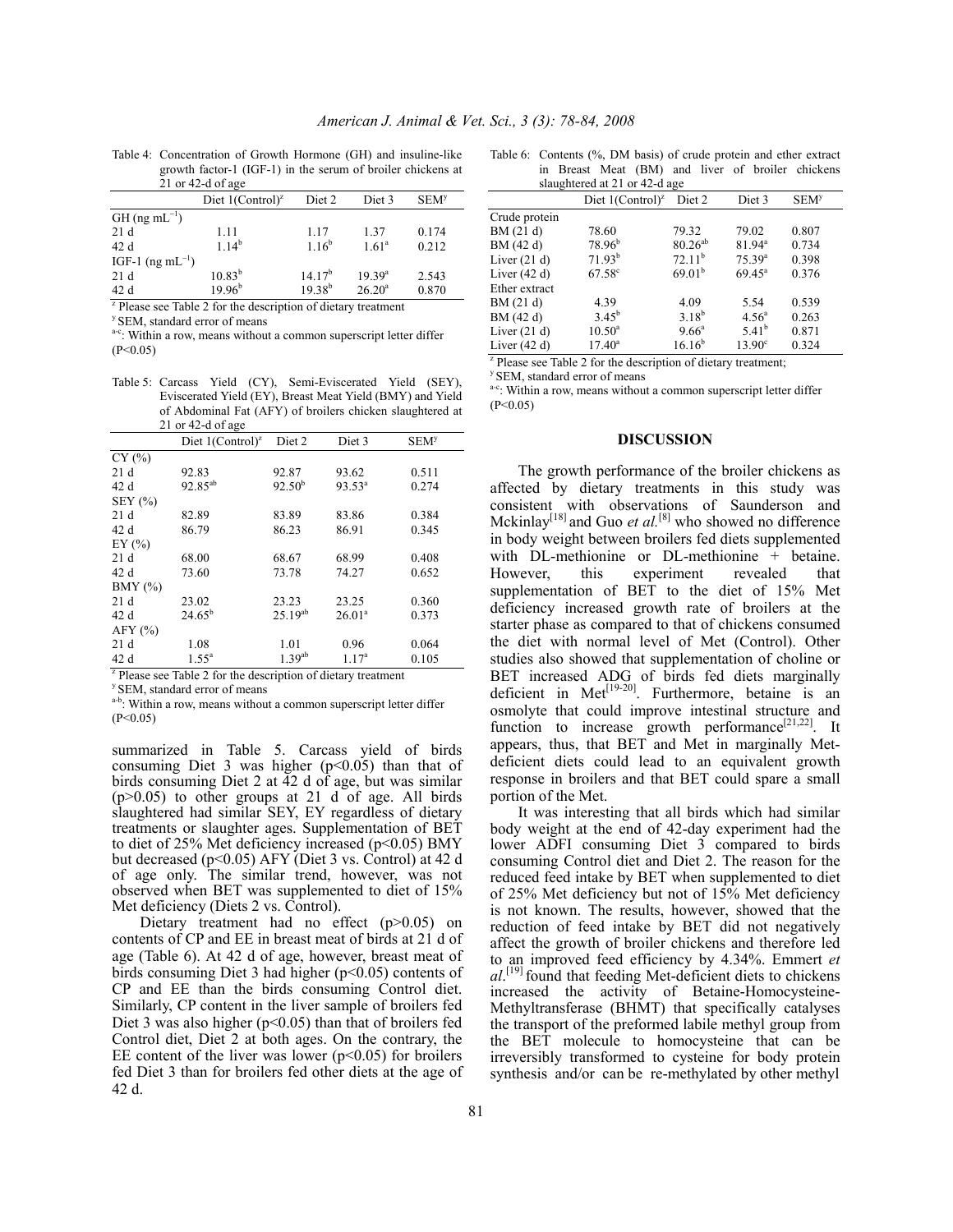Table 4: Concentration of Growth Hormone (GH) and insuline-like growth factor-1 (IGF-1) in the serum of broiler chickens at 21 or 42-d of age

| | Diet 1(Control)[z] | Diet 2 | Diet 3 | SEM[y] |
|---|---|---|---|---|
| GH (ng $mL^{-1}$) | | | | |
| 21 d | 1.11 | 1.17 | 1.37 | 0.174 |
| 42 d | 1.14[b] | 1.16[b] | 1.61[a] | 0.212 |
| IGF-1 (ng $mL^{-1}$) | | | | |
| 21 d | 10.83[b] | 14.17[b] | 19.39[a] | 2.543 |
| 42 d | 19.96[b] | 19.38[b] | 26.20[a] | 0.870 |

[z] Please see Table 2 for the description of dietary treatment

[y] SEM, standard error of means

[a-c]: Within a row, means without a common superscript letter differ (P<0.05)

Table 5: Carcass Yield (CY), Semi-Eviscerated Yield (SEY), Eviscerated Yield (EY), Breast Meat Yield (BMY) and Yield of Abdominal Fat (AFY) of broilers chicken slaughtered at 21 or 42-d of age

| | Diet 1(Control)[z] | Diet 2 | Diet 3 | SEM[y] |
|---|---|---|---|---|
| CY (%) | | | | |
| 21 d | 92.83 | 92.87 | 93.62 | 0.511 |
| 42 d | 92.85[ab] | 92.50[b] | 93.53[a] | 0.274 |
| SEY (%) | | | | |
| 21 d | 82.89 | 83.89 | 83.86 | 0.384 |
| 42 d | 86.79 | 86.23 | 86.91 | 0.345 |
| EY (%) | | | | |
| 21 d | 68.00 | 68.67 | 68.99 | 0.408 |
| 42 d | 73.60 | 73.78 | 74.27 | 0.652 |
| BMY (%) | | | | |
| 21 d | 23.02 | 23.23 | 23.25 | 0.360 |
| 42 d | 24.65[b] | 25.19[ab] | 26.01[a] | 0.373 |
| AFY (%) | | | | |
| 21 d | 1.08 | 1.01 | 0.96 | 0.064 |
| 42 d | 1.55[a] | 1.39[ab] | 1.17[a] | 0.105 |

[z] Please see Table 2 for the description of dietary treatment

[y] SEM, standard error of means

[a-b]: Within a row, means without a common superscript letter differ (P<0.05)

summarized in Table 5. Carcass yield of birds consuming Diet 3 was higher (p<0.05) than that of birds consuming Diet 2 at 42 d of age, but was similar (p>0.05) to other groups at 21 d of age. All birds slaughtered had similar SEY, EY regardless of dietary treatments or slaughter ages. Supplementation of BET to diet of 25% Met deficiency increased (p<0.05) BMY but decreased (p<0.05) AFY (Diet 3 vs. Control) at 42 d of age only. The similar trend, however, was not observed when BET was supplemented to diet of 15% Met deficiency (Diets 2 vs. Control).

Dietary treatment had no effect (p>0.05) on contents of CP and EE in breast meat of birds at 21 d of age (Table 6). At 42 d of age, however, breast meat of birds consuming Diet 3 had higher (p<0.05) contents of CP and EE than the birds consuming Control diet. Similarly, CP content in the liver sample of broilers fed Diet 3 was also higher (p<0.05) than that of broilers fed Control diet, Diet 2 at both ages. On the contrary, the EE content of the liver was lower (p<0.05) for broilers fed Diet 3 than for broilers fed other diets at the age of 42 d.

Table 6: Contents (%, DM basis) of crude protein and ether extract in Breast Meat (BM) and liver of broiler chickens slaughtered at 21 or 42-d age

| | Diet 1(Control)[z] | Diet 2 | Diet 3 | SEM[y] |
|---|---|---|---|---|
| Crude protein | | | | |
| BM (21 d) | 78.60 | 79.32 | 79.02 | 0.807 |
| BM (42 d) | 78.96[b] | 80.26[ab] | 81.94[a] | 0.734 |
| Liver (21 d) | 71.93[b] | 72.11[b] | 75.39[a] | 0.398 |
| Liver (42 d) | 67.58[c] | 69.01[b] | 69.45[a] | 0.376 |
| Ether extract | | | | |
| BM (21 d) | 4.39 | 4.09 | 5.54 | 0.539 |
| BM (42 d) | 3.45[b] | 3.18[b] | 4.56[a] | 0.263 |
| Liver (21 d) | 10.50[a] | 9.66[a] | 5.41[b] | 0.871 |
| Liver (42 d) | 17.40[a] | 16.16[b] | 13.90[c] | 0.324 |

[z] Please see Table 2 for the description of dietary treatment;

[y] SEM, standard error of means

[a-c]: Within a row, means without a common superscript letter differ (P<0.05)

## DISCUSSION

The growth performance of the broiler chickens as affected by dietary treatments in this study was consistent with observations of Saunderson and Mckinlay[18] and Guo *et al.*[8] who showed no difference in body weight between broilers fed diets supplemented with DL-methionine or DL-methionine + betaine. However, this experiment revealed that supplementation of BET to the diet of 15% Met deficiency increased growth rate of broilers at the starter phase as compared to that of chickens consumed the diet with normal level of Met (Control). Other studies also showed that supplementation of choline or BET increased ADG of birds fed diets marginally deficient in Met[19-20]. Furthermore, betaine is an osmolyte that could improve intestinal structure and function to increase growth performance[21,22]. It appears, thus, that BET and Met in marginally Met-deficient diets could lead to an equivalent growth response in broilers and that BET could spare a small portion of the Met.

It was interesting that all birds which had similar body weight at the end of 42-day experiment had the lower ADFI consuming Diet 3 compared to birds consuming Control diet and Diet 2. The reason for the reduced feed intake by BET when supplemented to diet of 25% Met deficiency but not of 15% Met deficiency is not known. The results, however, showed that the reduction of feed intake by BET did not negatively affect the growth of broiler chickens and therefore led to an improved feed efficiency by 4.34%. Emmert *et al*.[19] found that feeding Met-deficient diets to chickens increased the activity of Betaine-Homocysteine-Methyltransferase (BHMT) that specifically catalyses the transport of the preformed labile methyl group from the BET molecule to homocysteine that can be irreversibly transformed to cysteine for body protein synthesis and/or can be re-methylated by other methyl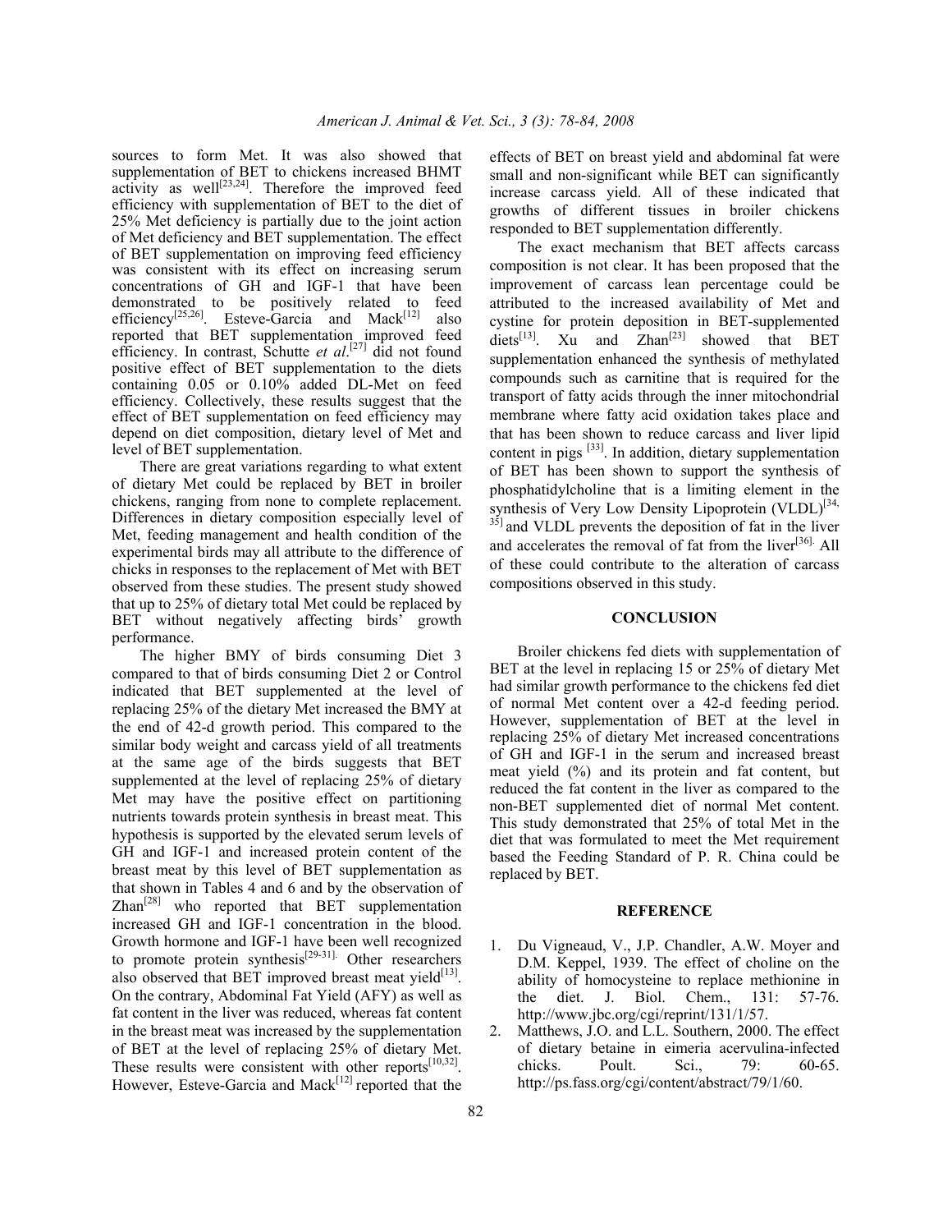sources to form Met. It was also showed that supplementation of BET to chickens increased BHMT activity as well[23,24]. Therefore the improved feed efficiency with supplementation of BET to the diet of 25% Met deficiency is partially due to the joint action of Met deficiency and BET supplementation. The effect of BET supplementation on improving feed efficiency was consistent with its effect on increasing serum concentrations of GH and IGF-1 that have been demonstrated to be positively related to feed efficiency[25,26]. Esteve-Garcia and Mack[12] also reported that BET supplementation improved feed efficiency. In contrast, Schutte *et al.*[27] did not found positive effect of BET supplementation to the diets containing 0.05 or 0.10% added DL-Met on feed efficiency. Collectively, these results suggest that the effect of BET supplementation on feed efficiency may depend on diet composition, dietary level of Met and level of BET supplementation.

There are great variations regarding to what extent of dietary Met could be replaced by BET in broiler chickens, ranging from none to complete replacement. Differences in dietary composition especially level of Met, feeding management and health condition of the experimental birds may all attribute to the difference of chicks in responses to the replacement of Met with BET observed from these studies. The present study showed that up to 25% of dietary total Met could be replaced by BET without negatively affecting birds' growth performance.

The higher BMY of birds consuming Diet 3 compared to that of birds consuming Diet 2 or Control indicated that BET supplemented at the level of replacing 25% of the dietary Met increased the BMY at the end of 42-d growth period. This compared to the similar body weight and carcass yield of all treatments at the same age of the birds suggests that BET supplemented at the level of replacing 25% of dietary Met may have the positive effect on partitioning nutrients towards protein synthesis in breast meat. This hypothesis is supported by the elevated serum levels of GH and IGF-1 and increased protein content of the breast meat by this level of BET supplementation as that shown in Tables 4 and 6 and by the observation of Zhan[28] who reported that BET supplementation increased GH and IGF-1 concentration in the blood. Growth hormone and IGF-1 have been well recognized to promote protein synthesis[29-31]. Other researchers also observed that BET improved breast meat yield[13]. On the contrary, Abdominal Fat Yield (AFY) as well as fat content in the liver was reduced, whereas fat content in the breast meat was increased by the supplementation of BET at the level of replacing 25% of dietary Met. These results were consistent with other reports[10,32]. However, Esteve-Garcia and Mack[12] reported that the effects of BET on breast yield and abdominal fat were small and non-significant while BET can significantly increase carcass yield. All of these indicated that growths of different tissues in broiler chickens responded to BET supplementation differently.

The exact mechanism that BET affects carcass composition is not clear. It has been proposed that the improvement of carcass lean percentage could be attributed to the increased availability of Met and cystine for protein deposition in BET-supplemented diets[13]. Xu and Zhan[23] showed that BET supplementation enhanced the synthesis of methylated compounds such as carnitine that is required for the transport of fatty acids through the inner mitochondrial membrane where fatty acid oxidation takes place and that has been shown to reduce carcass and liver lipid content in pigs [33]. In addition, dietary supplementation of BET has been shown to support the synthesis of phosphatidylcholine that is a limiting element in the synthesis of Very Low Density Lipoprotein (VLDL)[34,35] and VLDL prevents the deposition of fat in the liver and accelerates the removal of fat from the liver[36]. All of these could contribute to the alteration of carcass compositions observed in this study.

## CONCLUSION

Broiler chickens fed diets with supplementation of BET at the level in replacing 15 or 25% of dietary Met had similar growth performance to the chickens fed diet of normal Met content over a 42-d feeding period. However, supplementation of BET at the level in replacing 25% of dietary Met increased concentrations of GH and IGF-1 in the serum and increased breast meat yield (%) and its protein and fat content, but reduced the fat content in the liver as compared to the non-BET supplemented diet of normal Met content. This study demonstrated that 25% of total Met in the diet that was formulated to meet the Met requirement based the Feeding Standard of P. R. China could be replaced by BET.

## REFERENCE

1. Du Vigneaud, V., J.P. Chandler, A.W. Moyer and D.M. Keppel, 1939. The effect of choline on the ability of homocysteine to replace methionine in the diet. J. Biol. Chem., 131: 57-76. http://www.jbc.org/cgi/reprint/131/1/57.
2. Matthews, J.O. and L.L. Southern, 2000. The effect of dietary betaine in eimeria acervulina-infected chicks. Poult. Sci., 79: 60-65. http://ps.fass.org/cgi/content/abstract/79/1/60.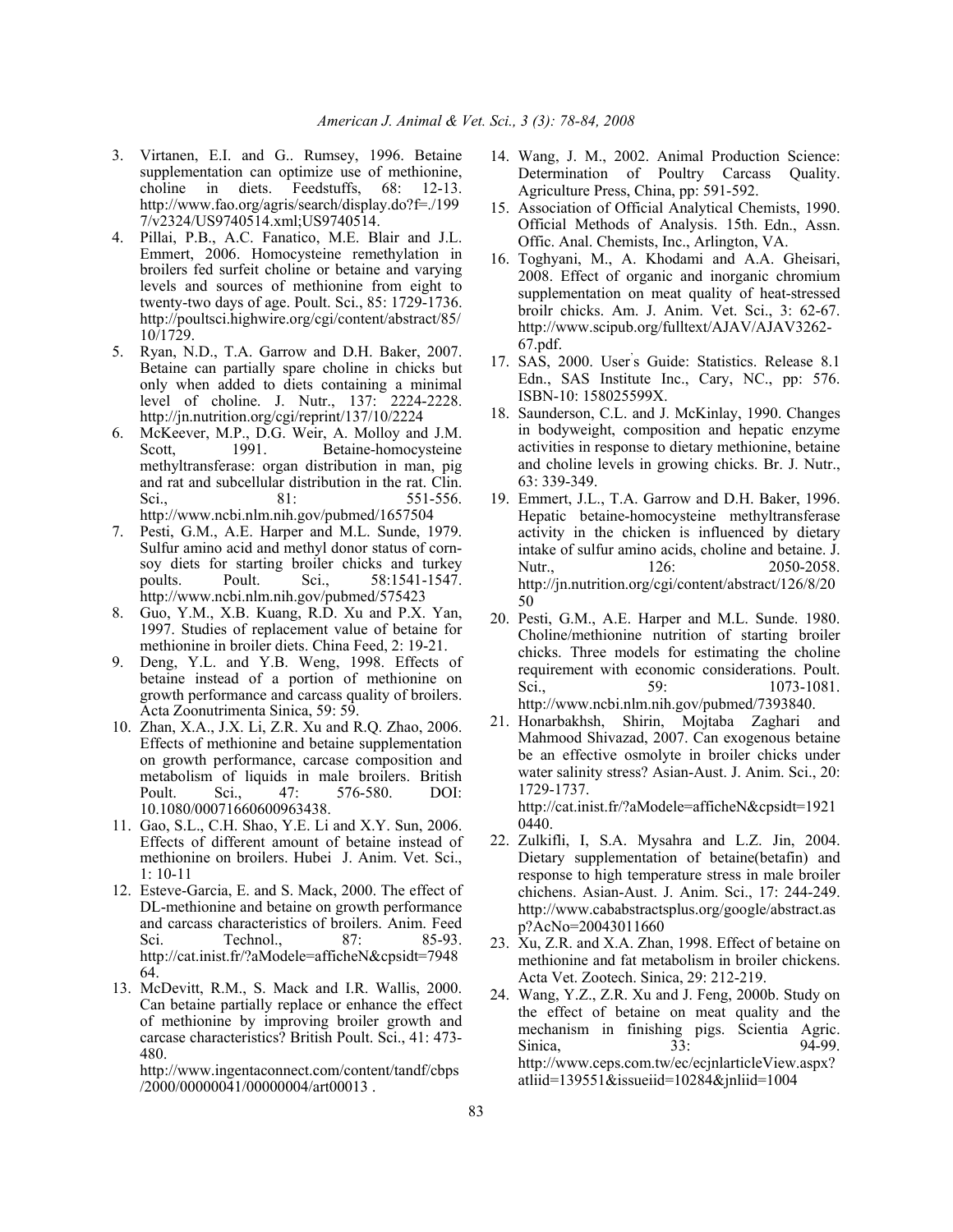3. Virtanen, E.I. and G.. Rumsey, 1996. Betaine supplementation can optimize use of methionine, choline in diets. Feedstuffs, 68: 12-13. http://www.fao.org/agris/search/display.do?f=./1997/v2324/US9740514.xml;US9740514.
4. Pillai, P.B., A.C. Fanatico, M.E. Blair and J.L. Emmert, 2006. Homocysteine remethylation in broilers fed surfeit choline or betaine and varying levels and sources of methionine from eight to twenty-two days of age. Poult. Sci., 85: 1729-1736. http://poultsci.highwire.org/cgi/content/abstract/85/10/1729.
5. Ryan, N.D., T.A. Garrow and D.H. Baker, 2007. Betaine can partially spare choline in chicks but only when added to diets containing a minimal level of choline. J. Nutr., 137: 2224-2228. http://jn.nutrition.org/cgi/reprint/137/10/2224
6. McKeever, M.P., D.G. Weir, A. Molloy and J.M. Scott, 1991. Betaine-homocysteine methyltransferase: organ distribution in man, pig and rat and subcellular distribution in the rat. Clin. Sci., 81: 551-556. http://www.ncbi.nlm.nih.gov/pubmed/1657504
7. Pesti, G.M., A.E. Harper and M.L. Sunde, 1979. Sulfur amino acid and methyl donor status of corn-soy diets for starting broiler chicks and turkey poults. Poult. Sci., 58:1541-1547. http://www.ncbi.nlm.nih.gov/pubmed/575423
8. Guo, Y.M., X.B. Kuang, R.D. Xu and P.X. Yan, 1997. Studies of replacement value of betaine for methionine in broiler diets. China Feed, 2: 19-21.
9. Deng, Y.L. and Y.B. Weng, 1998. Effects of betaine instead of a portion of methionine on growth performance and carcass quality of broilers. Acta Zoonutrimenta Sinica, 59: 59.
10. Zhan, X.A., J.X. Li, Z.R. Xu and R.Q. Zhao, 2006. Effects of methionine and betaine supplementation on growth performance, carcase composition and metabolism of liquids in male broilers. British Poult. Sci., 47: 576-580. DOI: 10.1080/00071660600963438.
11. Gao, S.L., C.H. Shao, Y.E. Li and X.Y. Sun, 2006. Effects of different amount of betaine instead of methionine on broilers. Hubei J. Anim. Vet. Sci., 1: 10-11
12. Esteve-Garcia, E. and S. Mack, 2000. The effect of DL-methionine and betaine on growth performance and carcass characteristics of broilers. Anim. Feed Sci. Technol., 87: 85-93. http://cat.inist.fr/?aModele=afficheN&cpsidt=794864.
13. McDevitt, R.M., S. Mack and I.R. Wallis, 2000. Can betaine partially replace or enhance the effect of methionine by improving broiler growth and carcase characteristics? British Poult. Sci., 41: 473-480. http://www.ingentaconnect.com/content/tandf/cbps/2000/00000041/00000004/art00013 .
14. Wang, J. M., 2002. Animal Production Science: Determination of Poultry Carcass Quality. Agriculture Press, China, pp: 591-592.
15. Association of Official Analytical Chemists, 1990. Official Methods of Analysis. 15th. Edn., Assn. Offic. Anal. Chemists, Inc., Arlington, VA.
16. Toghyani, M., A. Khodami and A.A. Gheisari, 2008. Effect of organic and inorganic chromium supplementation on meat quality of heat-stressed broilr chicks. Am. J. Anim. Vet. Sci., 3: 62-67. http://www.scipub.org/fulltext/AJAV/AJAV3262-67.pdf.
17. SAS, 2000. User's Guide: Statistics. Release 8.1 Edn., SAS Institute Inc., Cary, NC., pp: 576. ISBN-10: 158025599X.
18. Saunderson, C.L. and J. McKinlay, 1990. Changes in bodyweight, composition and hepatic enzyme activities in response to dietary methionine, betaine and choline levels in growing chicks. Br. J. Nutr., 63: 339-349.
19. Emmert, J.L., T.A. Garrow and D.H. Baker, 1996. Hepatic betaine-homocysteine methyltransferase activity in the chicken is influenced by dietary intake of sulfur amino acids, choline and betaine. J. Nutr., 126: 2050-2058. http://jn.nutrition.org/cgi/content/abstract/126/8/2050
20. Pesti, G.M., A.E. Harper and M.L. Sunde. 1980. Choline/methionine nutrition of starting broiler chicks. Three models for estimating the choline requirement with economic considerations. Poult. Sci., 59: 1073-1081. http://www.ncbi.nlm.nih.gov/pubmed/7393840.
21. Honarbakhsh, Shirin, Mojtaba Zaghari and Mahmood Shivazad, 2007. Can exogenous betaine be an effective osmolyte in broiler chicks under water salinity stress? Asian-Aust. J. Anim. Sci., 20: 1729-1737. http://cat.inist.fr/?aModele=afficheN&cpsidt=19210440.
22. Zulkifli, I, S.A. Mysahra and L.Z. Jin, 2004. Dietary supplementation of betaine(betafin) and response to high temperature stress in male broiler chichens. Asian-Aust. J. Anim. Sci., 17: 244-249. http://www.cababstractsplus.org/google/abstract.asp?AcNo=20043011660
23. Xu, Z.R. and X.A. Zhan, 1998. Effect of betaine on methionine and fat metabolism in broiler chickens. Acta Vet. Zootech. Sinica, 29: 212-219.
24. Wang, Y.Z., Z.R. Xu and J. Feng, 2000b. Study on the effect of betaine on meat quality and the mechanism in finishing pigs. Scientia Agric. Sinica, 33: 94-99. http://www.ceps.com.tw/ec/ecjnlarticleView.aspx?atliid=139551&issueiid=10284&jnliid=1004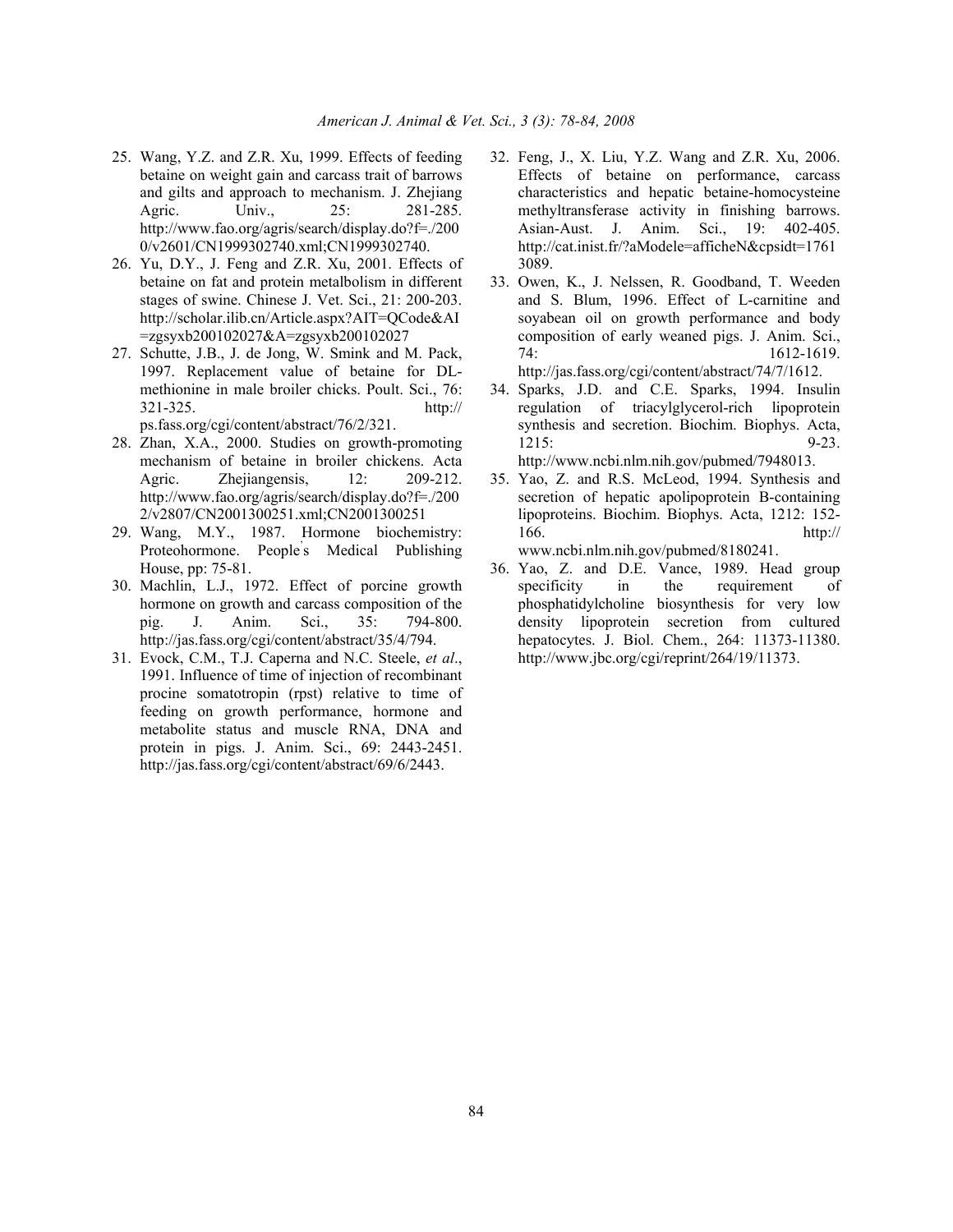25. Wang, Y.Z. and Z.R. Xu, 1999. Effects of feeding betaine on weight gain and carcass trait of barrows and gilts and approach to mechanism. J. Zhejiang Agric. Univ., 25: 281-285. http://www.fao.org/agris/search/display.do?f=./2000/v2601/CN1999302740.xml;CN1999302740.
26. Yu, D.Y., J. Feng and Z.R. Xu, 2001. Effects of betaine on fat and protein metalbolism in different stages of swine. Chinese J. Vet. Sci., 21: 200-203. http://scholar.ilib.cn/Article.aspx?AIT=QCode&AI=zgsyxb200102027&A=zgsyxb200102027
27. Schutte, J.B., J. de Jong, W. Smink and M. Pack, 1997. Replacement value of betaine for DL-methionine in male broiler chicks. Poult. Sci., 76: 321-325. http://ps.fass.org/cgi/content/abstract/76/2/321.
28. Zhan, X.A., 2000. Studies on growth-promoting mechanism of betaine in broiler chickens. Acta Agric. Zhejiangensis, 12: 209-212. http://www.fao.org/agris/search/display.do?f=./2002/v2807/CN2001300251.xml;CN2001300251
29. Wang, M.Y., 1987. Hormone biochemistry: Proteohormone. People's Medical Publishing House, pp: 75-81.
30. Machlin, L.J., 1972. Effect of porcine growth hormone on growth and carcass composition of the pig. J. Anim. Sci., 35: 794-800. http://jas.fass.org/cgi/content/abstract/35/4/794.
31. Evock, C.M., T.J. Caperna and N.C. Steele, *et al*., 1991. Influence of time of injection of recombinant procine somatotropin (rpst) relative to time of feeding on growth performance, hormone and metabolite status and muscle RNA, DNA and protein in pigs. J. Anim. Sci., 69: 2443-2451. http://jas.fass.org/cgi/content/abstract/69/6/2443.
32. Feng, J., X. Liu, Y.Z. Wang and Z.R. Xu, 2006. Effects of betaine on performance, carcass characteristics and hepatic betaine-homocysteine methyltransferase activity in finishing barrows. Asian-Aust. J. Anim. Sci., 19: 402-405. http://cat.inist.fr/?aModele=afficheN&cpsidt=17613089.
33. Owen, K., J. Nelssen, R. Goodband, T. Weeden and S. Blum, 1996. Effect of L-carnitine and soyabean oil on growth performance and body composition of early weaned pigs. J. Anim. Sci., 74: 1612-1619. http://jas.fass.org/cgi/content/abstract/74/7/1612.
34. Sparks, J.D. and C.E. Sparks, 1994. Insulin regulation of triacylglycerol-rich lipoprotein synthesis and secretion. Biochim. Biophys. Acta, 1215: 9-23. http://www.ncbi.nlm.nih.gov/pubmed/7948013.
35. Yao, Z. and R.S. McLeod, 1994. Synthesis and secretion of hepatic apolipoprotein B-containing lipoproteins. Biochim. Biophys. Acta, 1212: 152-166. http://www.ncbi.nlm.nih.gov/pubmed/8180241.
36. Yao, Z. and D.E. Vance, 1989. Head group specificity in the requirement of phosphatidylcholine biosynthesis for very low density lipoprotein secretion from cultured hepatocytes. J. Biol. Chem., 264: 11373-11380. http://www.jbc.org/cgi/reprint/264/19/11373.